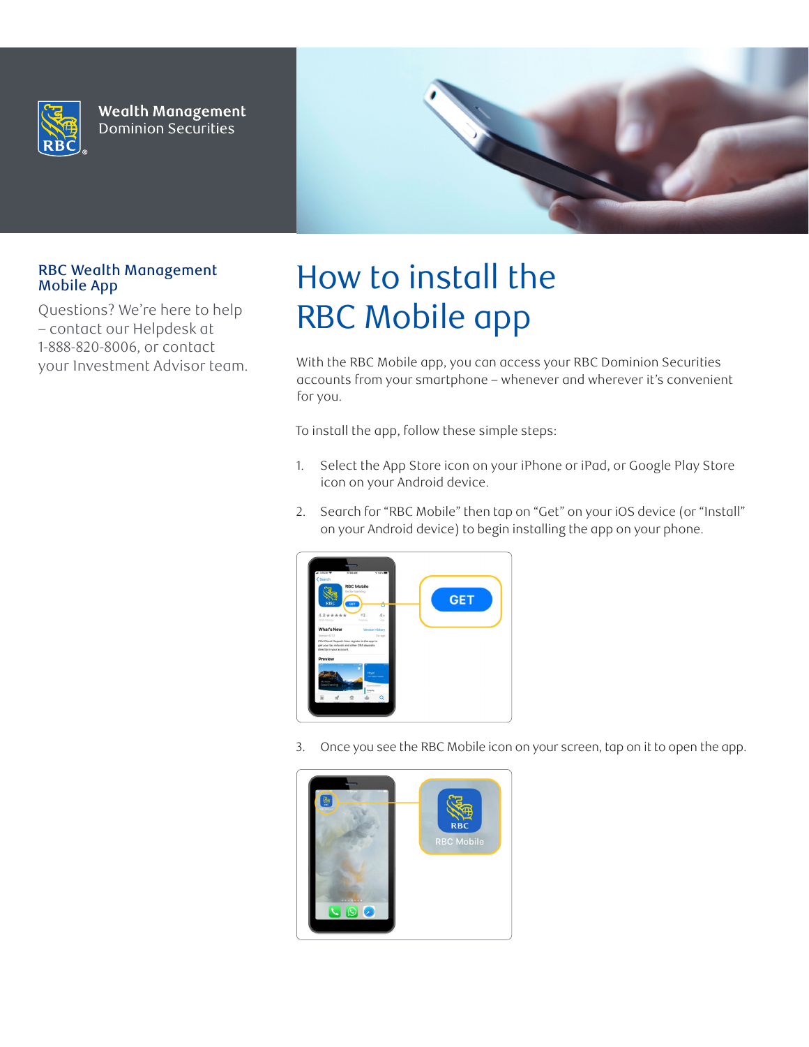Wealth Management
Dominion Securities

## RBC Wealth Management Mobile App

Questions? We're here to help – contact our Helpdesk at 1-888-820-8006, or contact your Investment Advisor team.

# How to install the RBC Mobile app

With the RBC Mobile app, you can access your RBC Dominion Securities accounts from your smartphone – whenever and wherever it's convenient for you.

To install the app, follow these simple steps:

1. Select the App Store icon on your iPhone or iPad, or Google Play Store icon on your Android device.
2. Search for "RBC Mobile" then tap on "Get" on your iOS device (or "Install" on your Android device) to begin installing the app on your phone.
3. Once you see the RBC Mobile icon on your screen, tap on it to open the app.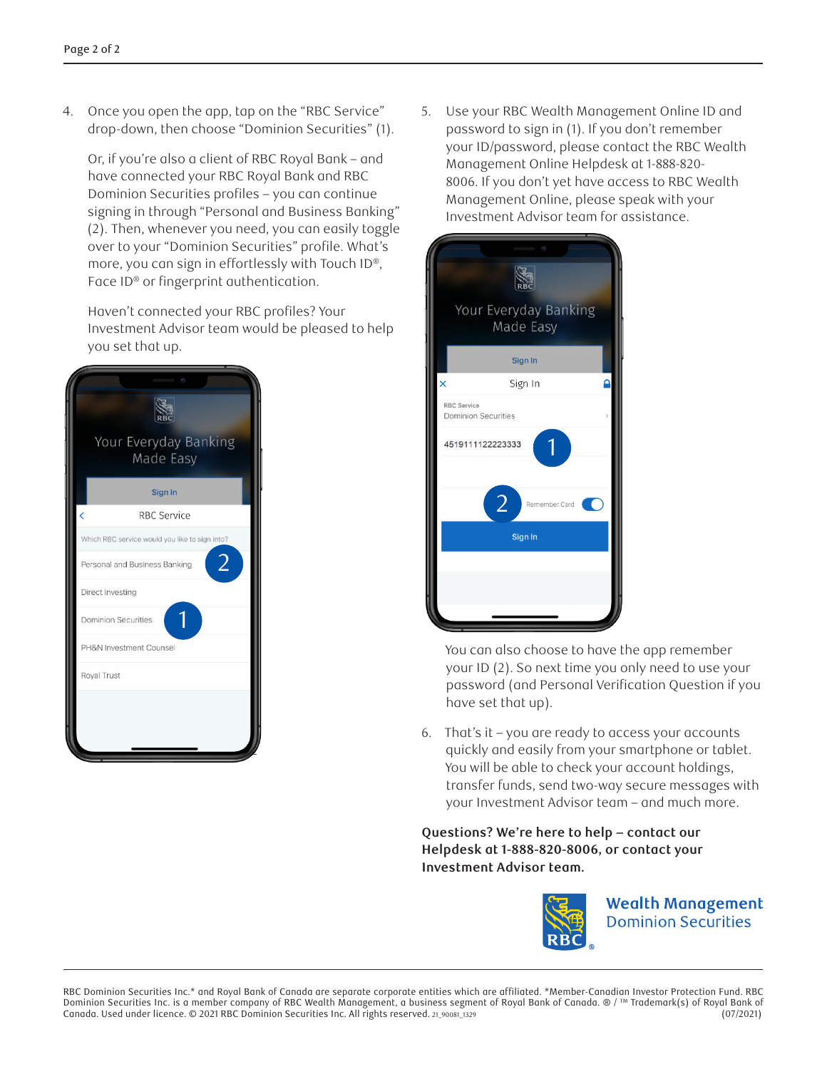4. Once you open the app, tap on the "RBC Service" drop-down, then choose "Dominion Securities" (1).

   Or, if you're also a client of RBC Royal Bank – and have connected your RBC Royal Bank and RBC Dominion Securities profiles – you can continue signing in through "Personal and Business Banking" (2). Then, whenever you need, you can easily toggle over to your "Dominion Securities" profile. What's more, you can sign in effortlessly with Touch ID®, Face ID® or fingerprint authentication.

   Haven't connected your RBC profiles? Your Investment Advisor team would be pleased to help you set that up.

5. Use your RBC Wealth Management Online ID and password to sign in (1). If you don't remember your ID/password, please contact the RBC Wealth Management Online Helpdesk at 1-888-820-8006. If you don't yet have access to RBC Wealth Management Online, please speak with your Investment Advisor team for assistance.

   You can also choose to have the app remember your ID (2). So next time you only need to use your password (and Personal Verification Question if you have set that up).

6. That's it – you are ready to access your accounts quickly and easily from your smartphone or tablet. You will be able to check your account holdings, transfer funds, send two-way secure messages with your Investment Advisor team – and much more.

**Questions? We're here to help – contact our Helpdesk at 1-888-820-8006, or contact your Investment Advisor team.**

Wealth Management
Dominion Securities

RBC Dominion Securities Inc.* and Royal Bank of Canada are separate corporate entities which are affiliated. *Member-Canadian Investor Protection Fund. RBC Dominion Securities Inc. is a member company of RBC Wealth Management, a business segment of Royal Bank of Canada. ® / ™ Trademark(s) of Royal Bank of Canada. Used under licence. © 2021 RBC Dominion Securities Inc. All rights reserved. 21_90081_1329 (07/2021)